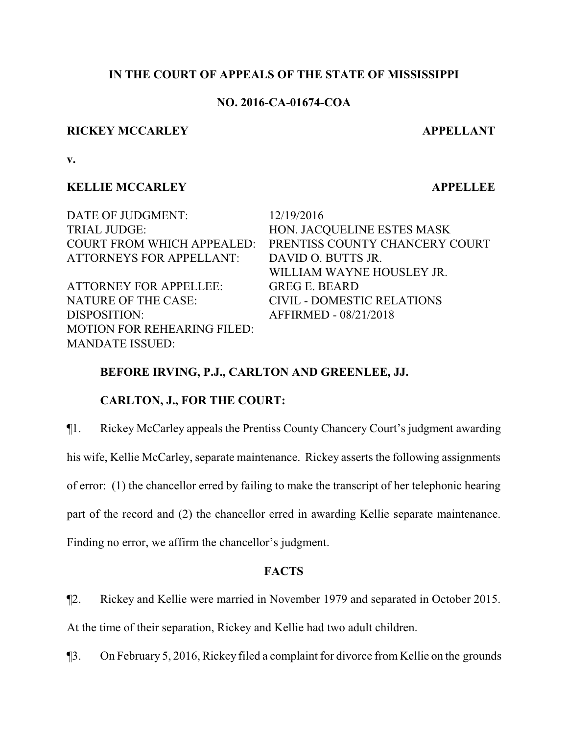**IN THE COURT OF APPEALS OF THE STATE OF MISSISSIPPI**

**NO. 2016-CA-01674-COA**

**RICKEY MCCARLEY** **APPELLANT**

**v.**

**KELLIE MCCARLEY** **APPELLEE**

| | |
|---|---|
| DATE OF JUDGMENT: | 12/19/2016 |
| TRIAL JUDGE: | HON. JACQUELINE ESTES MASK |
| COURT FROM WHICH APPEALED: | PRENTISS COUNTY CHANCERY COURT |
| ATTORNEYS FOR APPELLANT: | DAVID O. BUTTS JR. |
| | WILLIAM WAYNE HOUSLEY JR. |
| ATTORNEY FOR APPELLEE: | GREG E. BEARD |
| NATURE OF THE CASE: | CIVIL - DOMESTIC RELATIONS |
| DISPOSITION: | AFFIRMED - 08/21/2018 |
| MOTION FOR REHEARING FILED: | |
| MANDATE ISSUED: | |

**BEFORE IRVING, P.J., CARLTON AND GREENLEE, JJ.**

**CARLTON, J., FOR THE COURT:**

¶1. Rickey McCarley appeals the Prentiss County Chancery Court's judgment awarding his wife, Kellie McCarley, separate maintenance. Rickey asserts the following assignments of error: (1) the chancellor erred by failing to make the transcript of her telephonic hearing part of the record and (2) the chancellor erred in awarding Kellie separate maintenance. Finding no error, we affirm the chancellor's judgment.

**FACTS**

¶2. Rickey and Kellie were married in November 1979 and separated in October 2015. At the time of their separation, Rickey and Kellie had two adult children.

¶3. On February 5, 2016, Rickey filed a complaint for divorce from Kellie on the grounds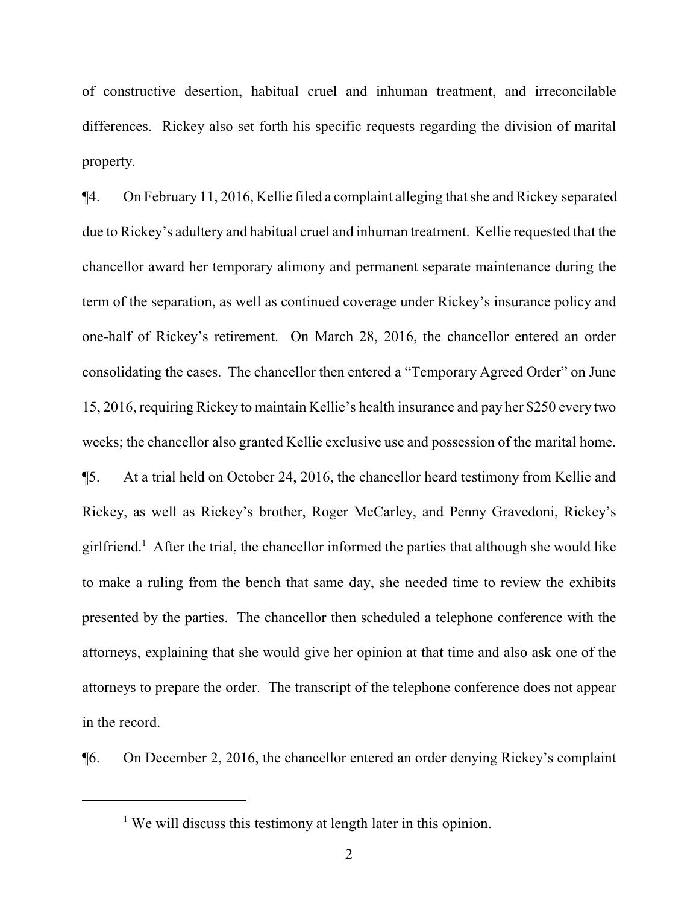of constructive desertion, habitual cruel and inhuman treatment, and irreconcilable differences. Rickey also set forth his specific requests regarding the division of marital property.

¶4. On February 11, 2016, Kellie filed a complaint alleging that she and Rickey separated due to Rickey's adultery and habitual cruel and inhuman treatment. Kellie requested that the chancellor award her temporary alimony and permanent separate maintenance during the term of the separation, as well as continued coverage under Rickey's insurance policy and one-half of Rickey's retirement. On March 28, 2016, the chancellor entered an order consolidating the cases. The chancellor then entered a "Temporary Agreed Order" on June 15, 2016, requiring Rickey to maintain Kellie's health insurance and pay her $250 every two weeks; the chancellor also granted Kellie exclusive use and possession of the marital home.

¶5. At a trial held on October 24, 2016, the chancellor heard testimony from Kellie and Rickey, as well as Rickey's brother, Roger McCarley, and Penny Gravedoni, Rickey's girlfriend.[1] After the trial, the chancellor informed the parties that although she would like to make a ruling from the bench that same day, she needed time to review the exhibits presented by the parties. The chancellor then scheduled a telephone conference with the attorneys, explaining that she would give her opinion at that time and also ask one of the attorneys to prepare the order. The transcript of the telephone conference does not appear in the record.

¶6. On December 2, 2016, the chancellor entered an order denying Rickey's complaint

[1] We will discuss this testimony at length later in this opinion.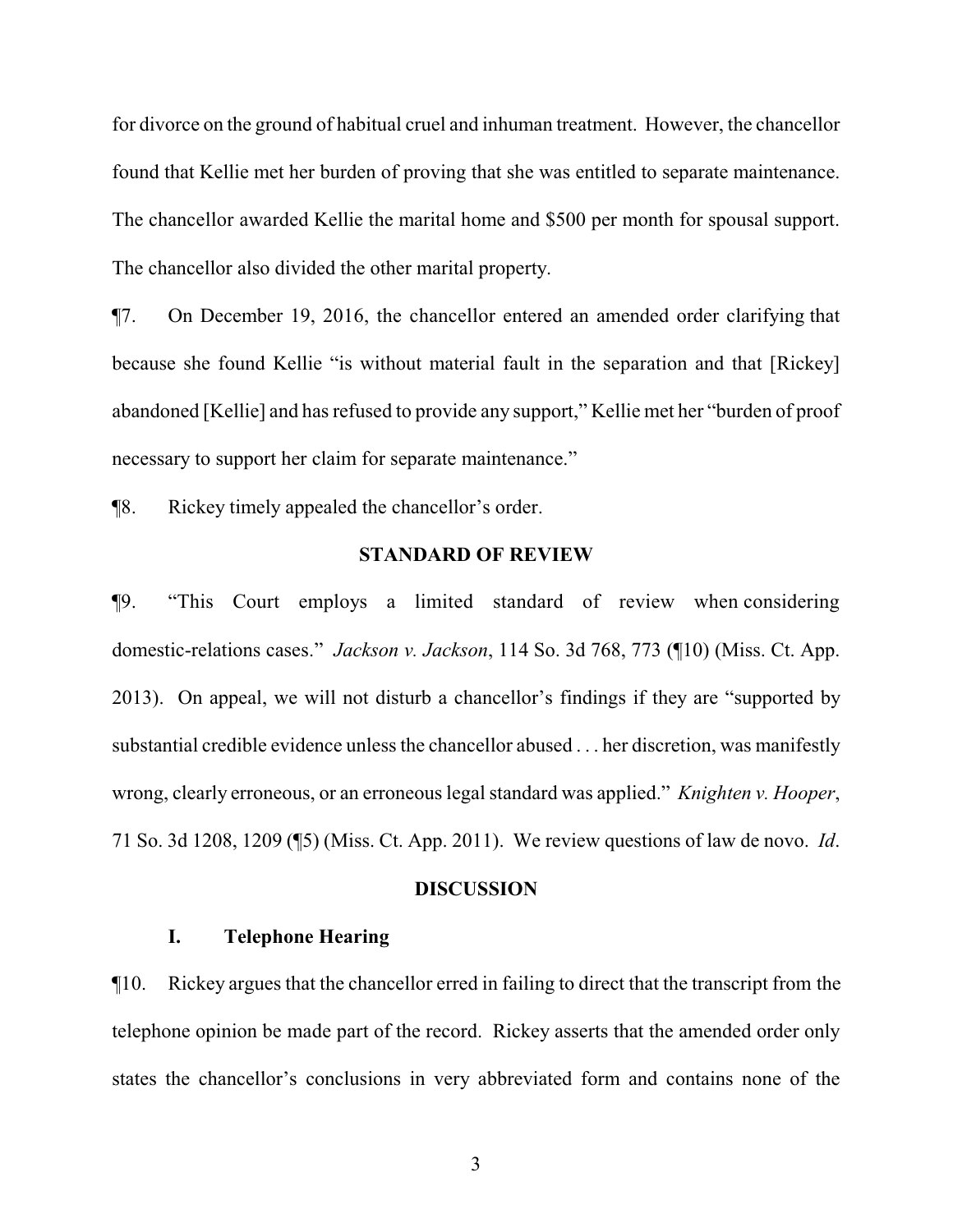for divorce on the ground of habitual cruel and inhuman treatment. However, the chancellor found that Kellie met her burden of proving that she was entitled to separate maintenance. The chancellor awarded Kellie the marital home and $500 per month for spousal support. The chancellor also divided the other marital property.

¶7. On December 19, 2016, the chancellor entered an amended order clarifying that because she found Kellie "is without material fault in the separation and that [Rickey] abandoned [Kellie] and has refused to provide any support," Kellie met her "burden of proof necessary to support her claim for separate maintenance."

¶8. Rickey timely appealed the chancellor's order.

## STANDARD OF REVIEW

¶9. "This Court employs a limited standard of review when considering domestic-relations cases." *Jackson v. Jackson*, 114 So. 3d 768, 773 (¶10) (Miss. Ct. App. 2013). On appeal, we will not disturb a chancellor's findings if they are "supported by substantial credible evidence unless the chancellor abused . . . her discretion, was manifestly wrong, clearly erroneous, or an erroneous legal standard was applied." *Knighten v. Hooper*, 71 So. 3d 1208, 1209 (¶5) (Miss. Ct. App. 2011). We review questions of law de novo. *Id*.

## DISCUSSION

### I. Telephone Hearing

¶10. Rickey argues that the chancellor erred in failing to direct that the transcript from the telephone opinion be made part of the record. Rickey asserts that the amended order only states the chancellor's conclusions in very abbreviated form and contains none of the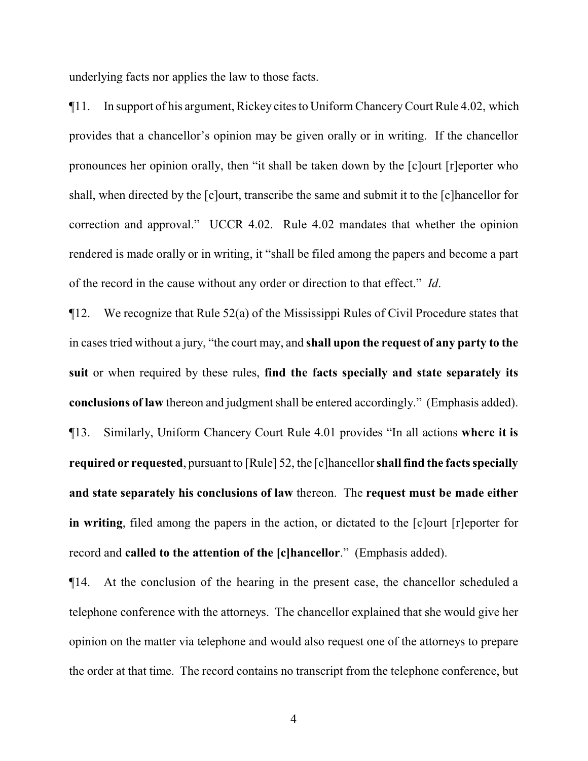underlying facts nor applies the law to those facts.

¶11. In support of his argument, Rickey cites to Uniform Chancery Court Rule 4.02, which provides that a chancellor's opinion may be given orally or in writing. If the chancellor pronounces her opinion orally, then "it shall be taken down by the [c]ourt [r]eporter who shall, when directed by the [c]ourt, transcribe the same and submit it to the [c]hancellor for correction and approval." UCCR 4.02. Rule 4.02 mandates that whether the opinion rendered is made orally or in writing, it "shall be filed among the papers and become a part of the record in the cause without any order or direction to that effect." *Id*.

¶12. We recognize that Rule 52(a) of the Mississippi Rules of Civil Procedure states that in cases tried without a jury, "the court may, and **shall upon the request of any party to the suit** or when required by these rules, **find the facts specially and state separately its conclusions of law** thereon and judgment shall be entered accordingly." (Emphasis added).

¶13. Similarly, Uniform Chancery Court Rule 4.01 provides "In all actions **where it is required or requested**, pursuant to [Rule] 52, the [c]hancellor **shall find the facts specially and state separately his conclusions of law** thereon. The **request must be made either in writing**, filed among the papers in the action, or dictated to the [c]ourt [r]eporter for record and **called to the attention of the [c]hancellor**." (Emphasis added).

¶14. At the conclusion of the hearing in the present case, the chancellor scheduled a telephone conference with the attorneys. The chancellor explained that she would give her opinion on the matter via telephone and would also request one of the attorneys to prepare the order at that time. The record contains no transcript from the telephone conference, but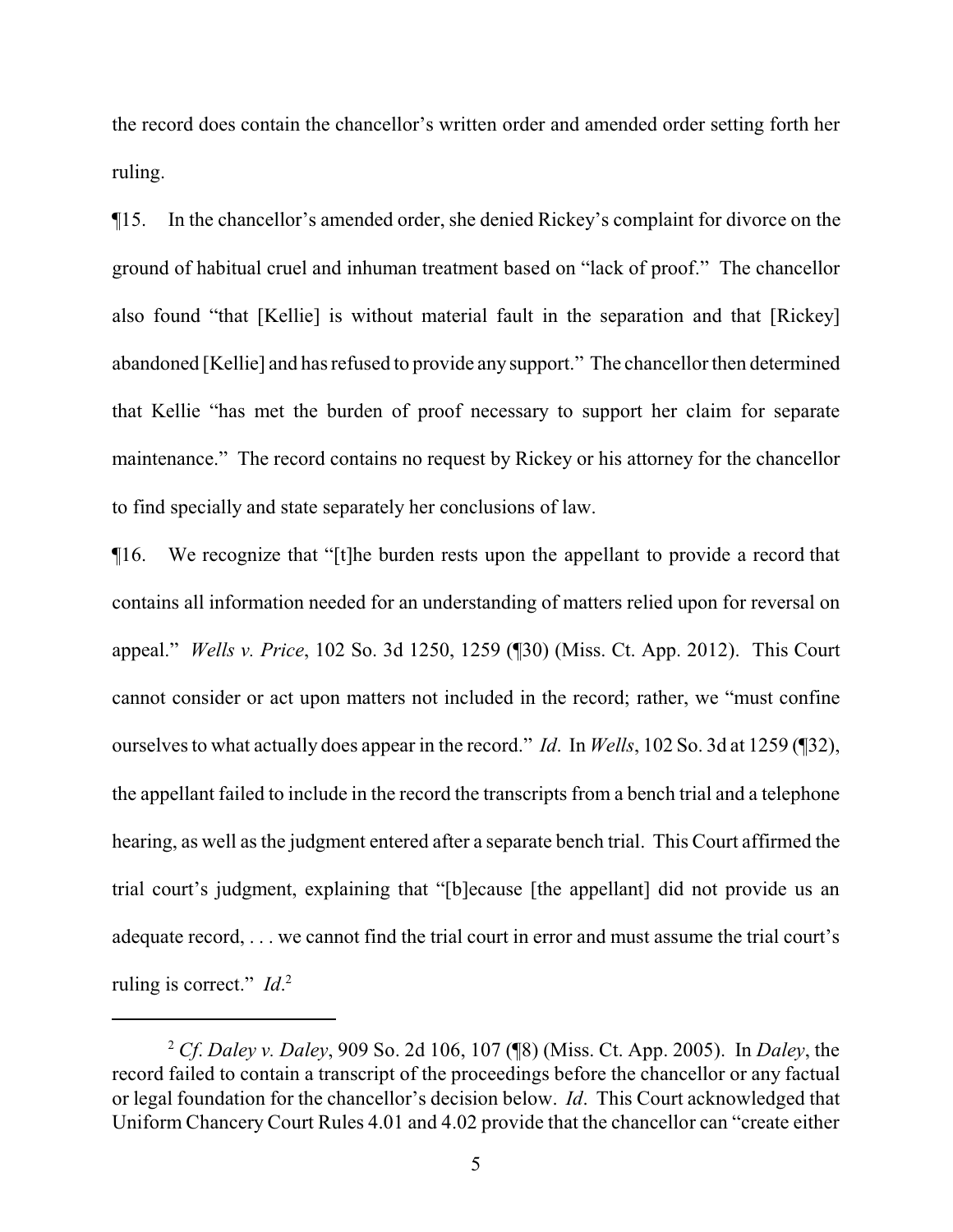the record does contain the chancellor's written order and amended order setting forth her ruling.

¶15. In the chancellor's amended order, she denied Rickey's complaint for divorce on the ground of habitual cruel and inhuman treatment based on "lack of proof." The chancellor also found "that [Kellie] is without material fault in the separation and that [Rickey] abandoned [Kellie] and has refused to provide any support." The chancellor then determined that Kellie "has met the burden of proof necessary to support her claim for separate maintenance." The record contains no request by Rickey or his attorney for the chancellor to find specially and state separately her conclusions of law.

¶16. We recognize that "[t]he burden rests upon the appellant to provide a record that contains all information needed for an understanding of matters relied upon for reversal on appeal." *Wells v. Price*, 102 So. 3d 1250, 1259 (¶30) (Miss. Ct. App. 2012). This Court cannot consider or act upon matters not included in the record; rather, we "must confine ourselves to what actually does appear in the record." *Id*. In *Wells*, 102 So. 3d at 1259 (¶32), the appellant failed to include in the record the transcripts from a bench trial and a telephone hearing, as well as the judgment entered after a separate bench trial. This Court affirmed the trial court's judgment, explaining that "[b]ecause [the appellant] did not provide us an adequate record, . . . we cannot find the trial court in error and must assume the trial court's ruling is correct." *Id*.[2]

[2] *Cf*. *Daley v. Daley*, 909 So. 2d 106, 107 (¶8) (Miss. Ct. App. 2005). In *Daley*, the record failed to contain a transcript of the proceedings before the chancellor or any factual or legal foundation for the chancellor's decision below. *Id*. This Court acknowledged that Uniform Chancery Court Rules 4.01 and 4.02 provide that the chancellor can "create either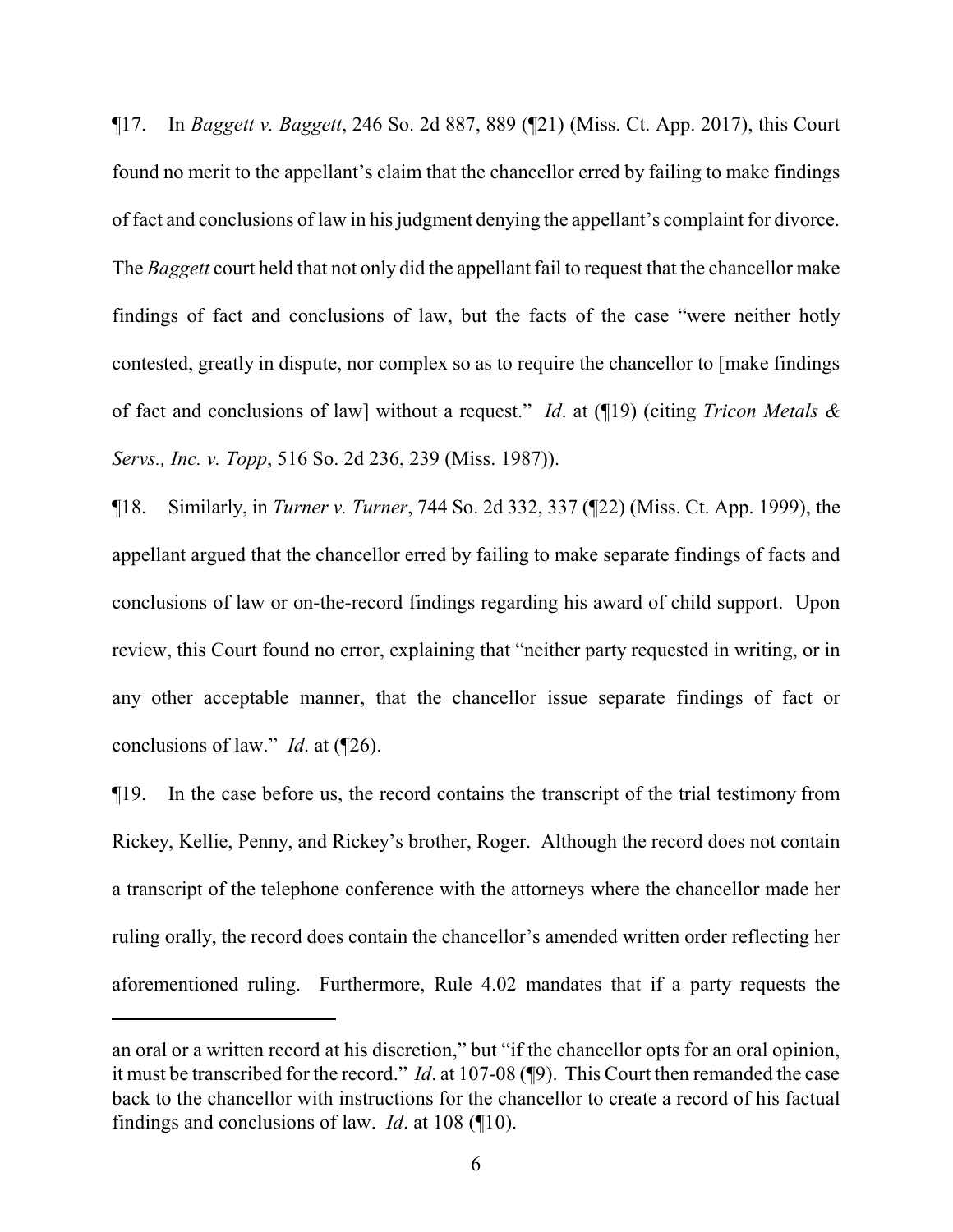¶17. In *Baggett v. Baggett*, 246 So. 2d 887, 889 (¶21) (Miss. Ct. App. 2017), this Court found no merit to the appellant's claim that the chancellor erred by failing to make findings of fact and conclusions of law in his judgment denying the appellant's complaint for divorce. The *Baggett* court held that not only did the appellant fail to request that the chancellor make findings of fact and conclusions of law, but the facts of the case "were neither hotly contested, greatly in dispute, nor complex so as to require the chancellor to [make findings of fact and conclusions of law] without a request." *Id*. at (¶19) (citing *Tricon Metals & Servs., Inc. v. Topp*, 516 So. 2d 236, 239 (Miss. 1987)).

¶18. Similarly, in *Turner v. Turner*, 744 So. 2d 332, 337 (¶22) (Miss. Ct. App. 1999), the appellant argued that the chancellor erred by failing to make separate findings of facts and conclusions of law or on-the-record findings regarding his award of child support. Upon review, this Court found no error, explaining that "neither party requested in writing, or in any other acceptable manner, that the chancellor issue separate findings of fact or conclusions of law." *Id*. at (¶26).

¶19. In the case before us, the record contains the transcript of the trial testimony from Rickey, Kellie, Penny, and Rickey's brother, Roger. Although the record does not contain a transcript of the telephone conference with the attorneys where the chancellor made her ruling orally, the record does contain the chancellor's amended written order reflecting her aforementioned ruling. Furthermore, Rule 4.02 mandates that if a party requests the

---

an oral or a written record at his discretion," but "if the chancellor opts for an oral opinion, it must be transcribed for the record." *Id*. at 107-08 (¶9). This Court then remanded the case back to the chancellor with instructions for the chancellor to create a record of his factual findings and conclusions of law. *Id*. at 108 (¶10).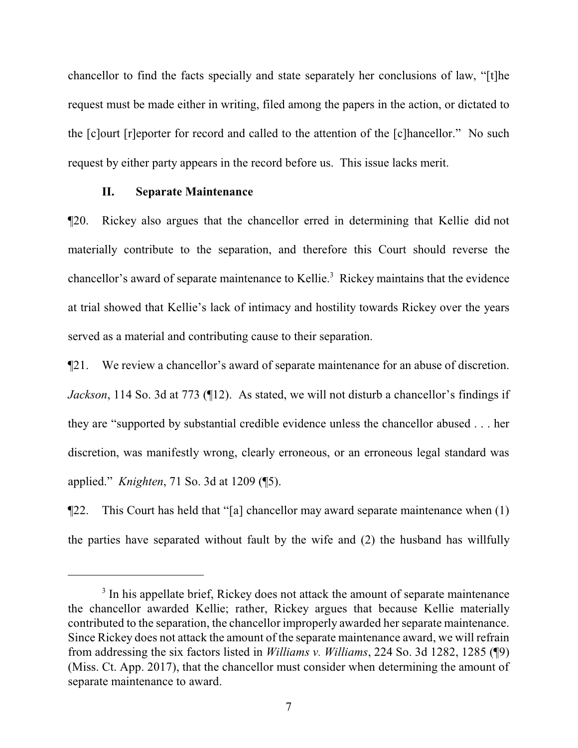chancellor to find the facts specially and state separately her conclusions of law, "[t]he request must be made either in writing, filed among the papers in the action, or dictated to the [c]ourt [r]eporter for record and called to the attention of the [c]hancellor." No such request by either party appears in the record before us. This issue lacks merit.

### II. Separate Maintenance

¶20. Rickey also argues that the chancellor erred in determining that Kellie did not materially contribute to the separation, and therefore this Court should reverse the chancellor's award of separate maintenance to Kellie.[3] Rickey maintains that the evidence at trial showed that Kellie's lack of intimacy and hostility towards Rickey over the years served as a material and contributing cause to their separation.

¶21. We review a chancellor's award of separate maintenance for an abuse of discretion. *Jackson*, 114 So. 3d at 773 (¶12). As stated, we will not disturb a chancellor's findings if they are "supported by substantial credible evidence unless the chancellor abused . . . her discretion, was manifestly wrong, clearly erroneous, or an erroneous legal standard was applied." *Knighten*, 71 So. 3d at 1209 (¶5).

¶22. This Court has held that "[a] chancellor may award separate maintenance when (1) the parties have separated without fault by the wife and (2) the husband has willfully

---

[3] In his appellate brief, Rickey does not attack the amount of separate maintenance the chancellor awarded Kellie; rather, Rickey argues that because Kellie materially contributed to the separation, the chancellor improperly awarded her separate maintenance. Since Rickey does not attack the amount of the separate maintenance award, we will refrain from addressing the six factors listed in *Williams v. Williams*, 224 So. 3d 1282, 1285 (¶9) (Miss. Ct. App. 2017), that the chancellor must consider when determining the amount of separate maintenance to award.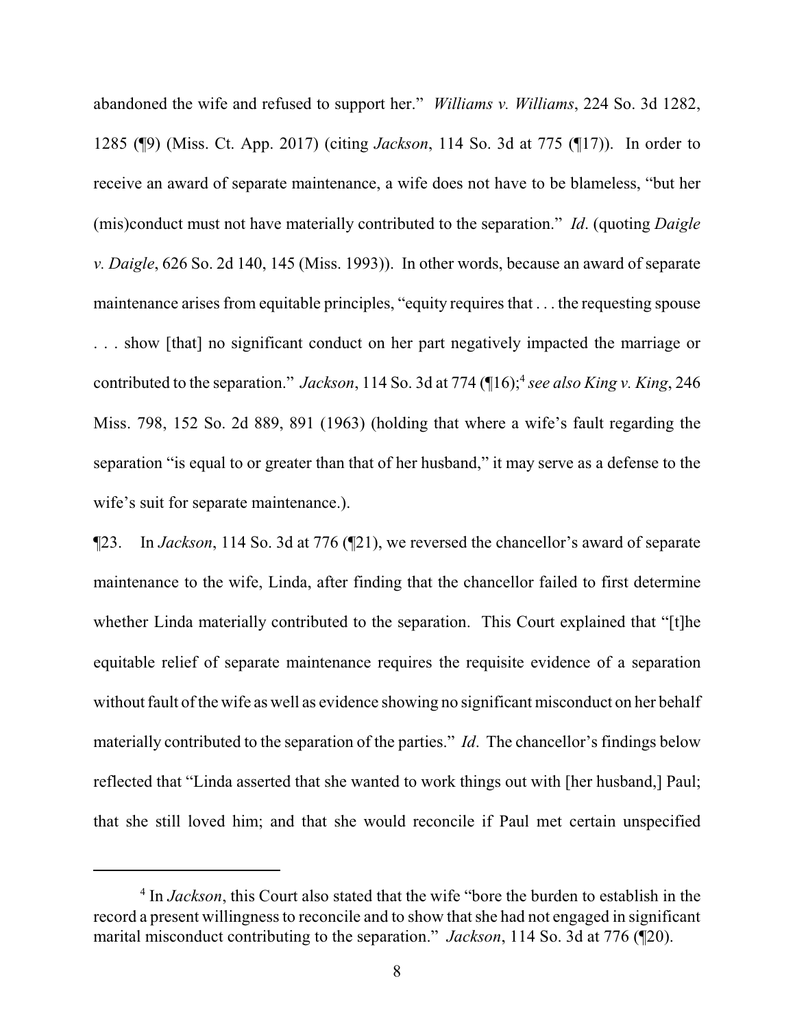abandoned the wife and refused to support her." *Williams v. Williams*, 224 So. 3d 1282, 1285 (¶9) (Miss. Ct. App. 2017) (citing *Jackson*, 114 So. 3d at 775 (¶17)). In order to receive an award of separate maintenance, a wife does not have to be blameless, "but her (mis)conduct must not have materially contributed to the separation." *Id*. (quoting *Daigle v. Daigle*, 626 So. 2d 140, 145 (Miss. 1993)). In other words, because an award of separate maintenance arises from equitable principles, "equity requires that . . . the requesting spouse . . . show [that] no significant conduct on her part negatively impacted the marriage or contributed to the separation." *Jackson*, 114 So. 3d at 774 (¶16);[4] *see also King v. King*, 246 Miss. 798, 152 So. 2d 889, 891 (1963) (holding that where a wife's fault regarding the separation "is equal to or greater than that of her husband," it may serve as a defense to the wife's suit for separate maintenance.).

¶23. In *Jackson*, 114 So. 3d at 776 (¶21), we reversed the chancellor's award of separate maintenance to the wife, Linda, after finding that the chancellor failed to first determine whether Linda materially contributed to the separation. This Court explained that "[t]he equitable relief of separate maintenance requires the requisite evidence of a separation without fault of the wife as well as evidence showing no significant misconduct on her behalf materially contributed to the separation of the parties." *Id*. The chancellor's findings below reflected that "Linda asserted that she wanted to work things out with [her husband,] Paul; that she still loved him; and that she would reconcile if Paul met certain unspecified

---

[4] In *Jackson*, this Court also stated that the wife "bore the burden to establish in the record a present willingness to reconcile and to show that she had not engaged in significant marital misconduct contributing to the separation." *Jackson*, 114 So. 3d at 776 (¶20).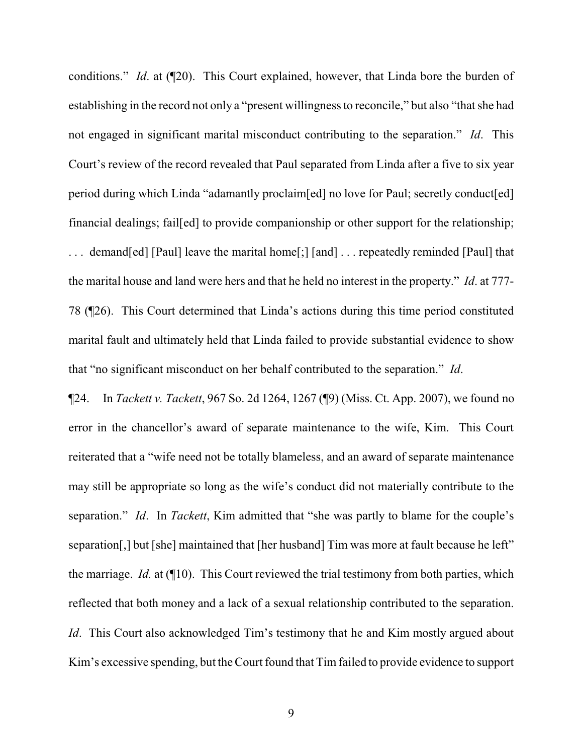conditions." *Id*. at (¶20). This Court explained, however, that Linda bore the burden of establishing in the record not only a "present willingness to reconcile," but also "that she had not engaged in significant marital misconduct contributing to the separation." *Id*. This Court's review of the record revealed that Paul separated from Linda after a five to six year period during which Linda "adamantly proclaim[ed] no love for Paul; secretly conduct[ed] financial dealings; fail[ed] to provide companionship or other support for the relationship; . . . demand[ed] [Paul] leave the marital home[;] [and] . . . repeatedly reminded [Paul] that the marital house and land were hers and that he held no interest in the property." *Id*. at 777-78 (¶26). This Court determined that Linda's actions during this time period constituted marital fault and ultimately held that Linda failed to provide substantial evidence to show that "no significant misconduct on her behalf contributed to the separation." *Id*.

¶24. In *Tackett v. Tackett*, 967 So. 2d 1264, 1267 (¶9) (Miss. Ct. App. 2007), we found no error in the chancellor's award of separate maintenance to the wife, Kim. This Court reiterated that a "wife need not be totally blameless, and an award of separate maintenance may still be appropriate so long as the wife's conduct did not materially contribute to the separation." *Id*. In *Tackett*, Kim admitted that "she was partly to blame for the couple's separation[,] but [she] maintained that [her husband] Tim was more at fault because he left" the marriage. *Id.* at (¶10). This Court reviewed the trial testimony from both parties, which reflected that both money and a lack of a sexual relationship contributed to the separation. *Id*. This Court also acknowledged Tim's testimony that he and Kim mostly argued about Kim's excessive spending, but the Court found that Tim failed to provide evidence to support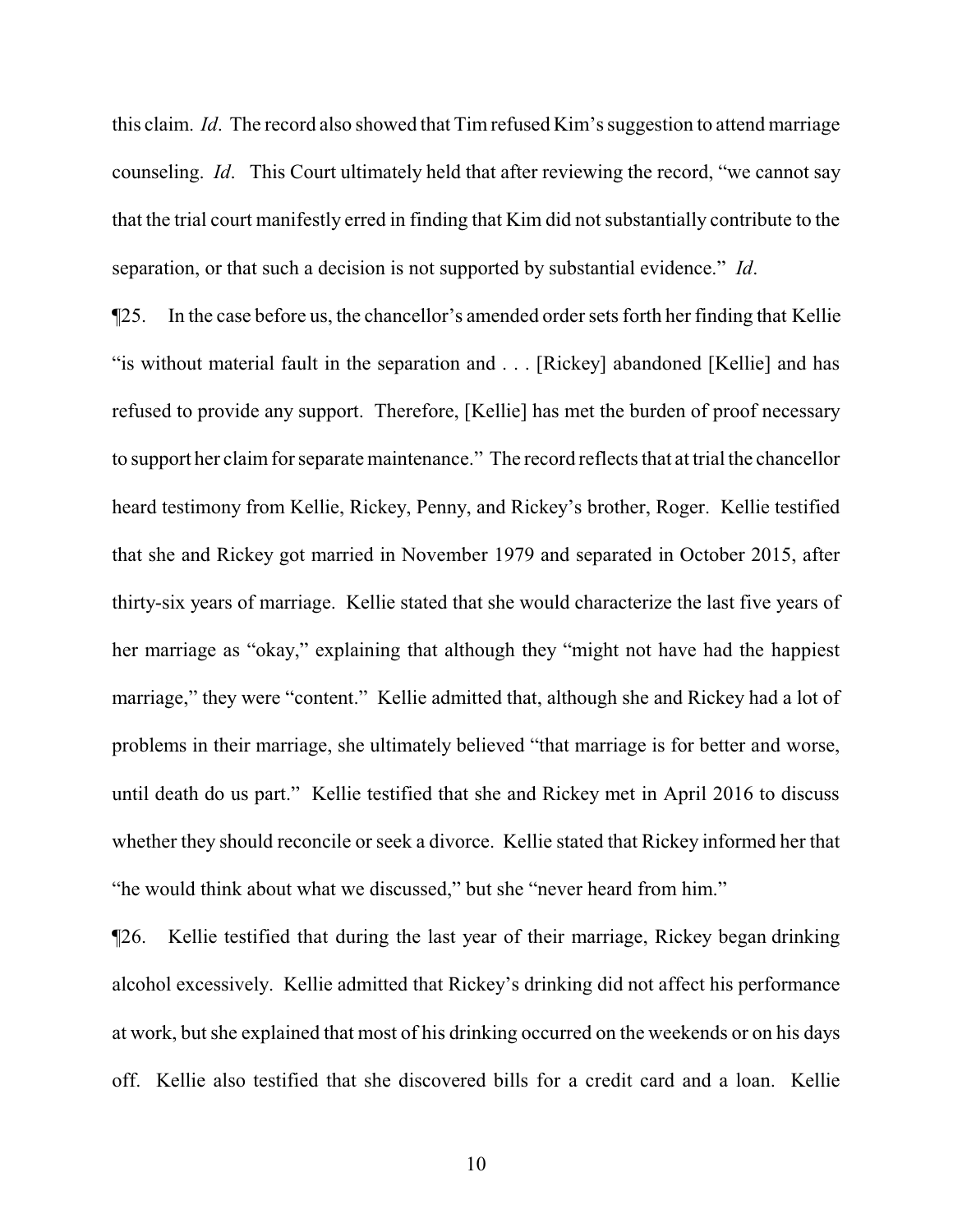this claim. *Id*. The record also showed that Tim refused Kim's suggestion to attend marriage counseling. *Id*. This Court ultimately held that after reviewing the record, "we cannot say that the trial court manifestly erred in finding that Kim did not substantially contribute to the separation, or that such a decision is not supported by substantial evidence." *Id*.

¶25. In the case before us, the chancellor's amended order sets forth her finding that Kellie "is without material fault in the separation and . . . [Rickey] abandoned [Kellie] and has refused to provide any support. Therefore, [Kellie] has met the burden of proof necessary to support her claim for separate maintenance." The record reflects that at trial the chancellor heard testimony from Kellie, Rickey, Penny, and Rickey's brother, Roger. Kellie testified that she and Rickey got married in November 1979 and separated in October 2015, after thirty-six years of marriage. Kellie stated that she would characterize the last five years of her marriage as "okay," explaining that although they "might not have had the happiest marriage," they were "content." Kellie admitted that, although she and Rickey had a lot of problems in their marriage, she ultimately believed "that marriage is for better and worse, until death do us part." Kellie testified that she and Rickey met in April 2016 to discuss whether they should reconcile or seek a divorce. Kellie stated that Rickey informed her that "he would think about what we discussed," but she "never heard from him."

¶26. Kellie testified that during the last year of their marriage, Rickey began drinking alcohol excessively. Kellie admitted that Rickey's drinking did not affect his performance at work, but she explained that most of his drinking occurred on the weekends or on his days off. Kellie also testified that she discovered bills for a credit card and a loan. Kellie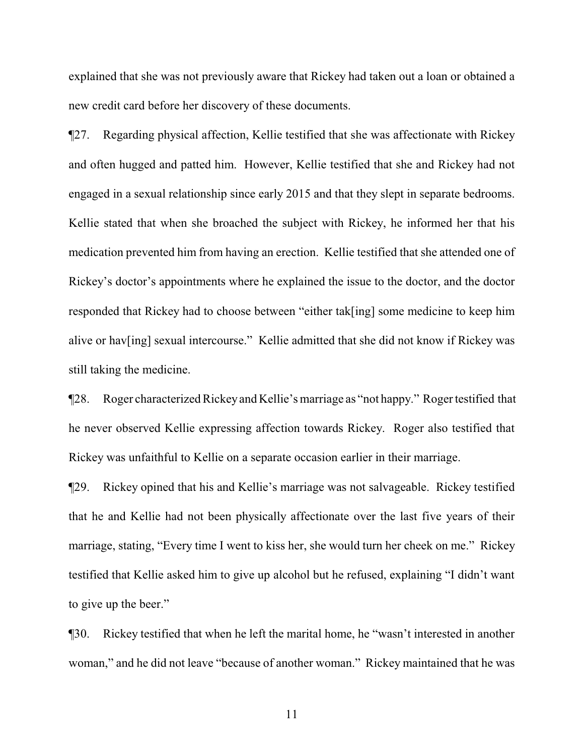explained that she was not previously aware that Rickey had taken out a loan or obtained a new credit card before her discovery of these documents.

¶27. Regarding physical affection, Kellie testified that she was affectionate with Rickey and often hugged and patted him. However, Kellie testified that she and Rickey had not engaged in a sexual relationship since early 2015 and that they slept in separate bedrooms. Kellie stated that when she broached the subject with Rickey, he informed her that his medication prevented him from having an erection. Kellie testified that she attended one of Rickey's doctor's appointments where he explained the issue to the doctor, and the doctor responded that Rickey had to choose between "either tak[ing] some medicine to keep him alive or hav[ing] sexual intercourse." Kellie admitted that she did not know if Rickey was still taking the medicine.

¶28. Roger characterized Rickey and Kellie's marriage as "not happy." Roger testified that he never observed Kellie expressing affection towards Rickey. Roger also testified that Rickey was unfaithful to Kellie on a separate occasion earlier in their marriage.

¶29. Rickey opined that his and Kellie's marriage was not salvageable. Rickey testified that he and Kellie had not been physically affectionate over the last five years of their marriage, stating, "Every time I went to kiss her, she would turn her cheek on me." Rickey testified that Kellie asked him to give up alcohol but he refused, explaining "I didn't want to give up the beer."

¶30. Rickey testified that when he left the marital home, he "wasn't interested in another woman," and he did not leave "because of another woman." Rickey maintained that he was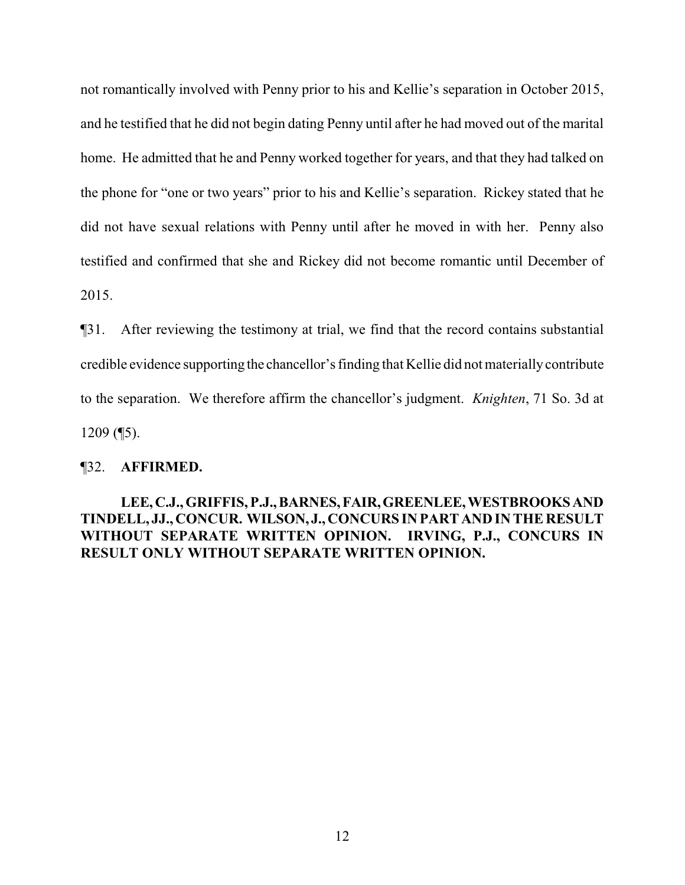not romantically involved with Penny prior to his and Kellie's separation in October 2015, and he testified that he did not begin dating Penny until after he had moved out of the marital home. He admitted that he and Penny worked together for years, and that they had talked on the phone for "one or two years" prior to his and Kellie's separation. Rickey stated that he did not have sexual relations with Penny until after he moved in with her. Penny also testified and confirmed that she and Rickey did not become romantic until December of 2015.

¶31. After reviewing the testimony at trial, we find that the record contains substantial credible evidence supporting the chancellor's finding that Kellie did not materially contribute to the separation. We therefore affirm the chancellor's judgment. *Knighten*, 71 So. 3d at 1209 (¶5).

¶32. **AFFIRMED.**

**LEE, C.J., GRIFFIS, P.J., BARNES, FAIR, GREENLEE, WESTBROOKS AND TINDELL, JJ., CONCUR. WILSON, J., CONCURS IN PART AND IN THE RESULT WITHOUT SEPARATE WRITTEN OPINION. IRVING, P.J., CONCURS IN RESULT ONLY WITHOUT SEPARATE WRITTEN OPINION.**